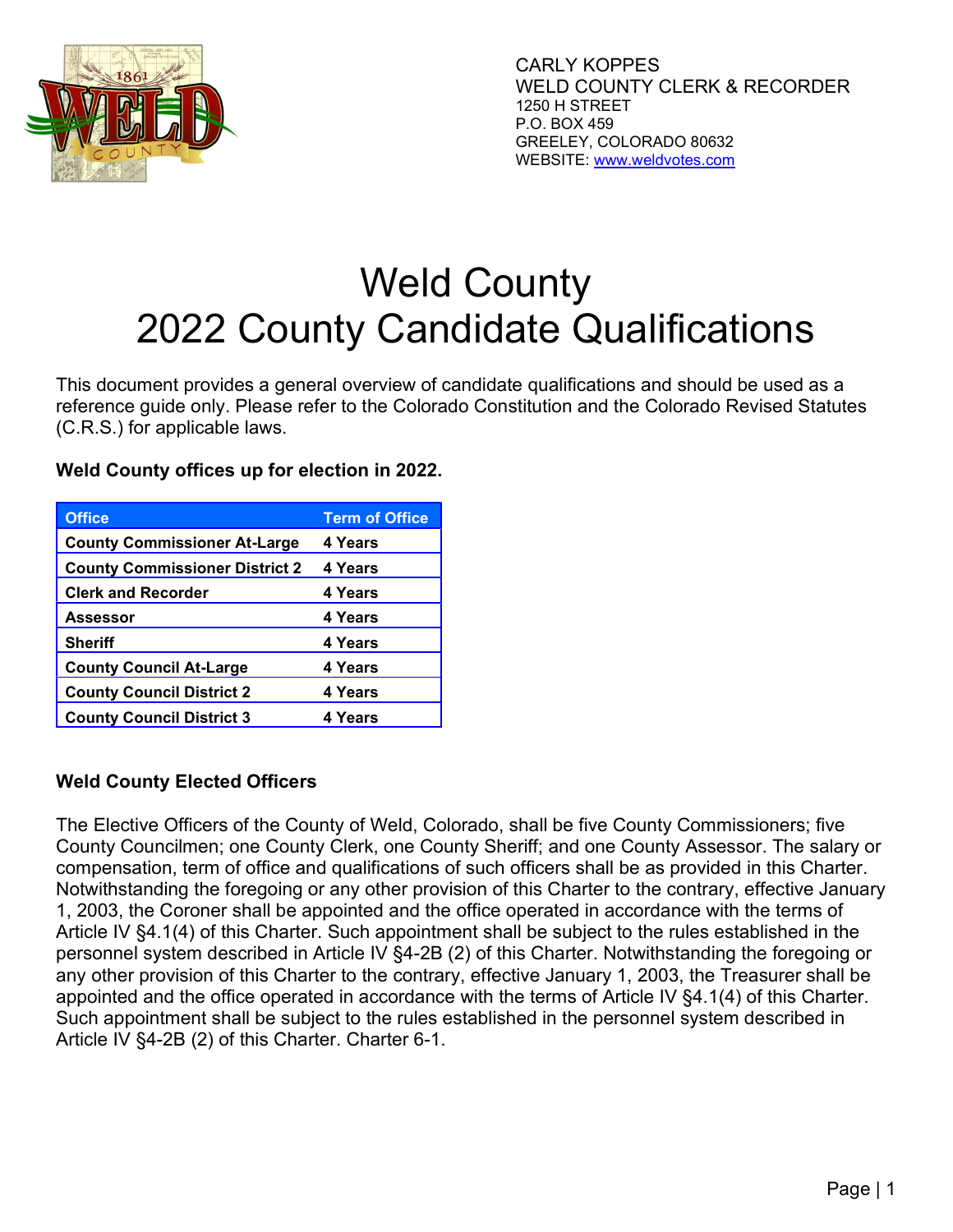CARLY KOPPES
WELD COUNTY CLERK & RECORDER
1250 H STREET
P.O. BOX 459
GREELEY, COLORADO 80632
WEBSITE: www.weldvotes.com

# Weld County 2022 County Candidate Qualifications

This document provides a general overview of candidate qualifications and should be used as a reference guide only. Please refer to the Colorado Constitution and the Colorado Revised Statutes (C.R.S.) for applicable laws.

**Weld County offices up for election in 2022.**

| Office | Term of Office |
| --- | --- |
| County Commissioner At-Large | 4 Years |
| County Commissioner District 2 | 4 Years |
| Clerk and Recorder | 4 Years |
| Assessor | 4 Years |
| Sheriff | 4 Years |
| County Council At-Large | 4 Years |
| County Council District 2 | 4 Years |
| County Council District 3 | 4 Years |

**Weld County Elected Officers**

The Elective Officers of the County of Weld, Colorado, shall be five County Commissioners; five County Councilmen; one County Clerk, one County Sheriff; and one County Assessor. The salary or compensation, term of office and qualifications of such officers shall be as provided in this Charter. Notwithstanding the foregoing or any other provision of this Charter to the contrary, effective January 1, 2003, the Coroner shall be appointed and the office operated in accordance with the terms of Article IV §4.1(4) of this Charter. Such appointment shall be subject to the rules established in the personnel system described in Article IV §4-2B (2) of this Charter. Notwithstanding the foregoing or any other provision of this Charter to the contrary, effective January 1, 2003, the Treasurer shall be appointed and the office operated in accordance with the terms of Article IV §4.1(4) of this Charter. Such appointment shall be subject to the rules established in the personnel system described in Article IV §4-2B (2) of this Charter. Charter 6-1.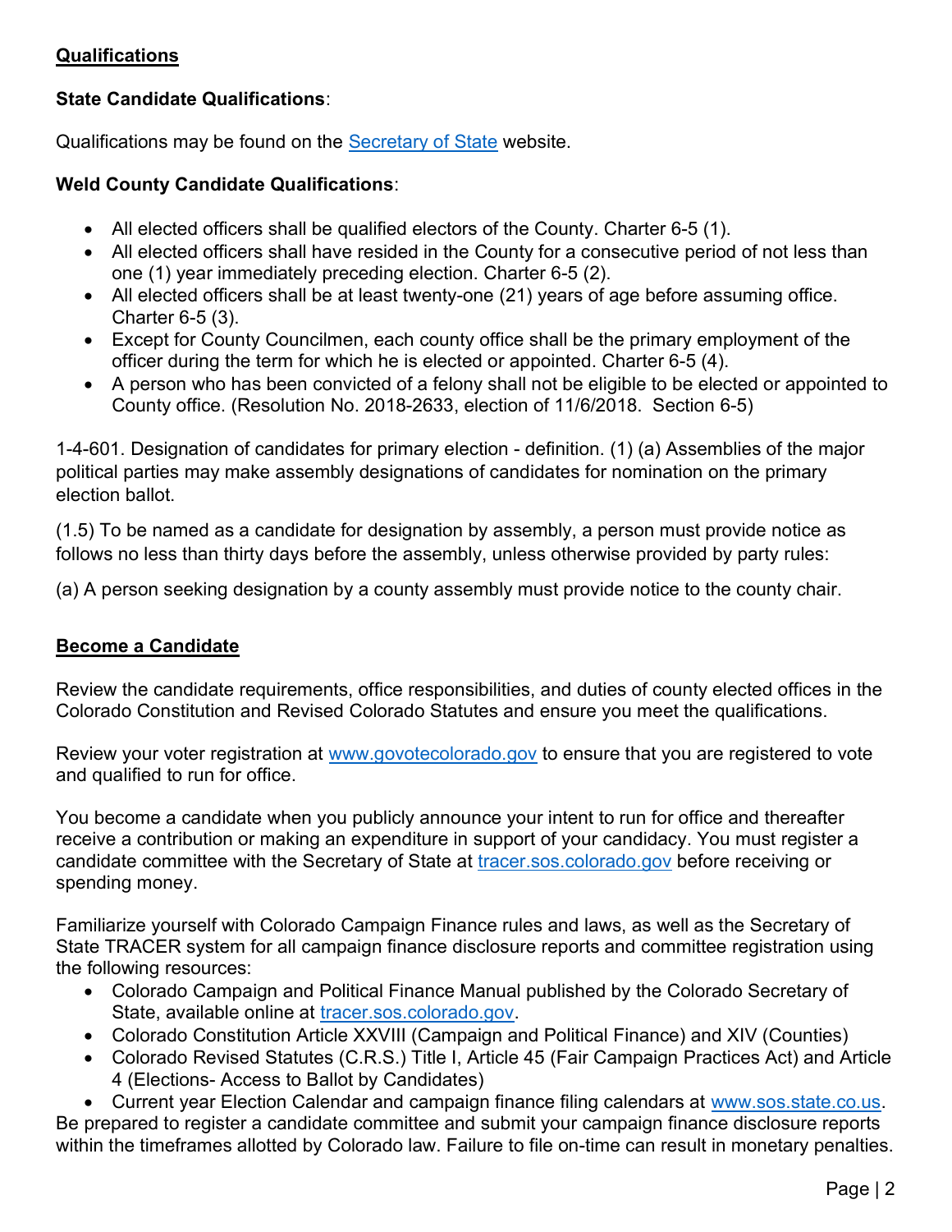## Qualifications

**State Candidate Qualifications**:

Qualifications may be found on the [Secretary of State](#) website.

**Weld County Candidate Qualifications**:

- All elected officers shall be qualified electors of the County. Charter 6-5 (1).
- All elected officers shall have resided in the County for a consecutive period of not less than one (1) year immediately preceding election. Charter 6-5 (2).
- All elected officers shall be at least twenty-one (21) years of age before assuming office. Charter 6-5 (3).
- Except for County Councilmen, each county office shall be the primary employment of the officer during the term for which he is elected or appointed. Charter 6-5 (4).
- A person who has been convicted of a felony shall not be eligible to be elected or appointed to County office. (Resolution No. 2018-2633, election of 11/6/2018. Section 6-5)

1-4-601. Designation of candidates for primary election - definition. (1) (a) Assemblies of the major political parties may make assembly designations of candidates for nomination on the primary election ballot.

(1.5) To be named as a candidate for designation by assembly, a person must provide notice as follows no less than thirty days before the assembly, unless otherwise provided by party rules:

(a) A person seeking designation by a county assembly must provide notice to the county chair.

## Become a Candidate

Review the candidate requirements, office responsibilities, and duties of county elected offices in the Colorado Constitution and Revised Colorado Statutes and ensure you meet the qualifications.

Review your voter registration at www.govotecolorado.gov to ensure that you are registered to vote and qualified to run for office.

You become a candidate when you publicly announce your intent to run for office and thereafter receive a contribution or making an expenditure in support of your candidacy. You must register a candidate committee with the Secretary of State at tracer.sos.colorado.gov before receiving or spending money.

Familiarize yourself with Colorado Campaign Finance rules and laws, as well as the Secretary of State TRACER system for all campaign finance disclosure reports and committee registration using the following resources:

- Colorado Campaign and Political Finance Manual published by the Colorado Secretary of State, available online at tracer.sos.colorado.gov.
- Colorado Constitution Article XXVIII (Campaign and Political Finance) and XIV (Counties)
- Colorado Revised Statutes (C.R.S.) Title I, Article 45 (Fair Campaign Practices Act) and Article 4 (Elections- Access to Ballot by Candidates)
- Current year Election Calendar and campaign finance filing calendars at www.sos.state.co.us.

Be prepared to register a candidate committee and submit your campaign finance disclosure reports within the timeframes allotted by Colorado law. Failure to file on-time can result in monetary penalties.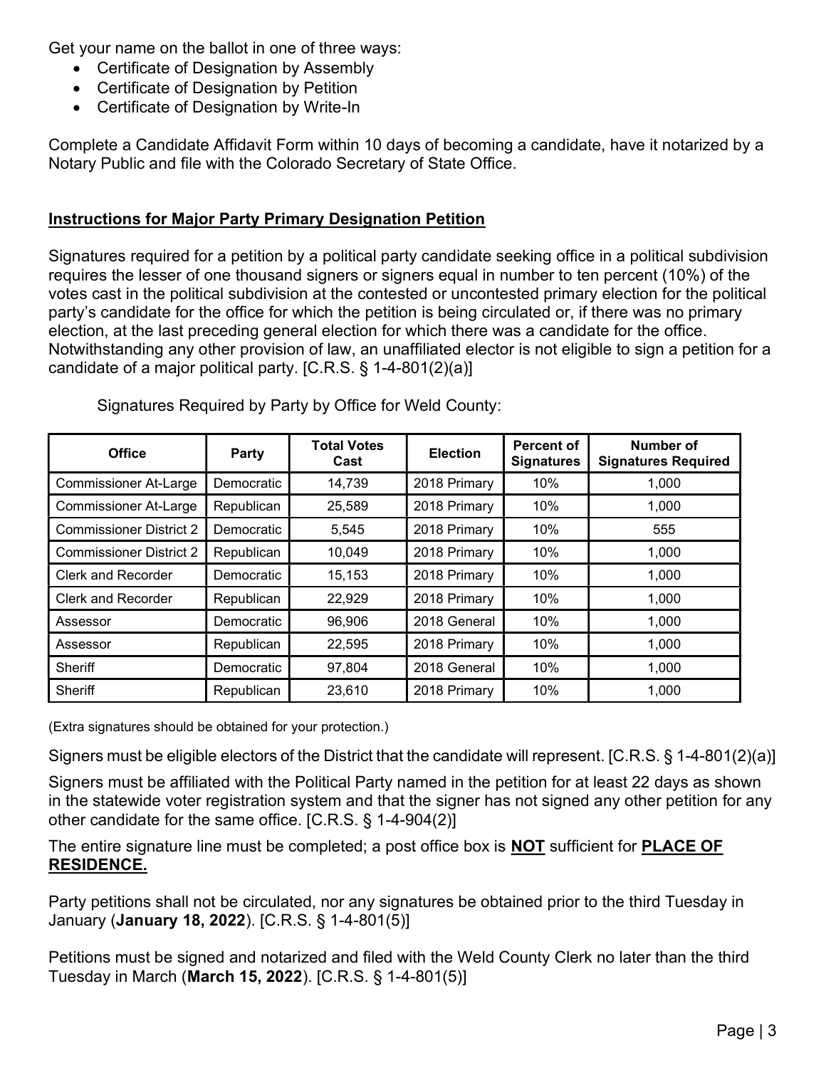Get your name on the ballot in one of three ways:

- Certificate of Designation by Assembly
- Certificate of Designation by Petition
- Certificate of Designation by Write-In

Complete a Candidate Affidavit Form within 10 days of becoming a candidate, have it notarized by a Notary Public and file with the Colorado Secretary of State Office.

**Instructions for Major Party Primary Designation Petition**

Signatures required for a petition by a political party candidate seeking office in a political subdivision requires the lesser of one thousand signers or signers equal in number to ten percent (10%) of the votes cast in the political subdivision at the contested or uncontested primary election for the political party's candidate for the office for which the petition is being circulated or, if there was no primary election, at the last preceding general election for which there was a candidate for the office. Notwithstanding any other provision of law, an unaffiliated elector is not eligible to sign a petition for a candidate of a major political party. [C.R.S. § 1-4-801(2)(a)]

Signatures Required by Party by Office for Weld County:

| Office | Party | Total Votes Cast | Election | Percent of Signatures | Number of Signatures Required |
|---|---|---|---|---|---|
| Commissioner At-Large | Democratic | 14,739 | 2018 Primary | 10% | 1,000 |
| Commissioner At-Large | Republican | 25,589 | 2018 Primary | 10% | 1,000 |
| Commissioner District 2 | Democratic | 5,545 | 2018 Primary | 10% | 555 |
| Commissioner District 2 | Republican | 10,049 | 2018 Primary | 10% | 1,000 |
| Clerk and Recorder | Democratic | 15,153 | 2018 Primary | 10% | 1,000 |
| Clerk and Recorder | Republican | 22,929 | 2018 Primary | 10% | 1,000 |
| Assessor | Democratic | 96,906 | 2018 General | 10% | 1,000 |
| Assessor | Republican | 22,595 | 2018 Primary | 10% | 1,000 |
| Sheriff | Democratic | 97,804 | 2018 General | 10% | 1,000 |
| Sheriff | Republican | 23,610 | 2018 Primary | 10% | 1,000 |

(Extra signatures should be obtained for your protection.)

Signers must be eligible electors of the District that the candidate will represent. [C.R.S. § 1-4-801(2)(a)]

Signers must be affiliated with the Political Party named in the petition for at least 22 days as shown in the statewide voter registration system and that the signer has not signed any other petition for any other candidate for the same office. [C.R.S. § 1-4-904(2)]

The entire signature line must be completed; a post office box is **NOT** sufficient for **PLACE OF RESIDENCE.**

Party petitions shall not be circulated, nor any signatures be obtained prior to the third Tuesday in January (**January 18, 2022**). [C.R.S. § 1-4-801(5)]

Petitions must be signed and notarized and filed with the Weld County Clerk no later than the third Tuesday in March (**March 15, 2022**). [C.R.S. § 1-4-801(5)]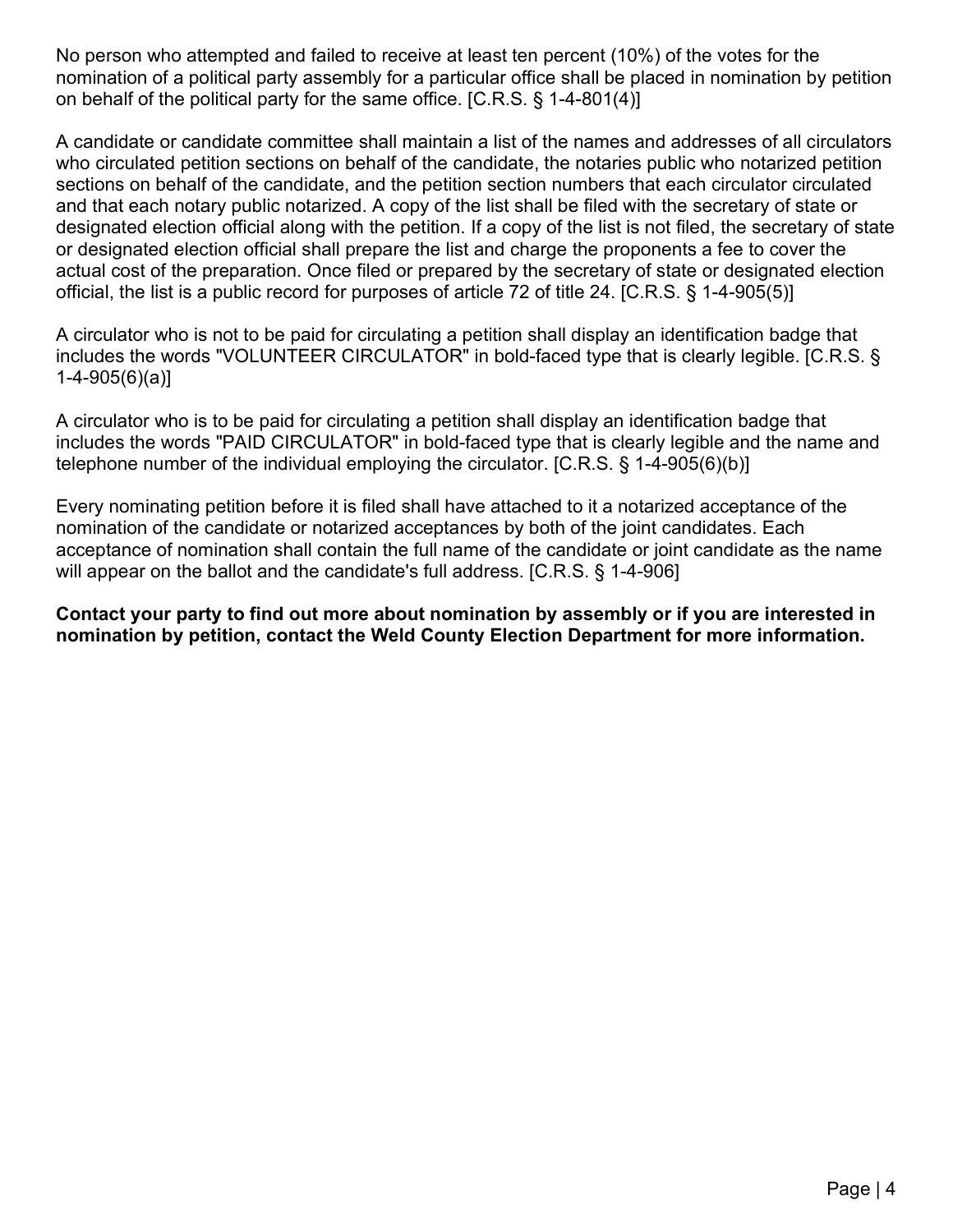No person who attempted and failed to receive at least ten percent (10%) of the votes for the nomination of a political party assembly for a particular office shall be placed in nomination by petition on behalf of the political party for the same office. [C.R.S. § 1-4-801(4)]

A candidate or candidate committee shall maintain a list of the names and addresses of all circulators who circulated petition sections on behalf of the candidate, the notaries public who notarized petition sections on behalf of the candidate, and the petition section numbers that each circulator circulated and that each notary public notarized. A copy of the list shall be filed with the secretary of state or designated election official along with the petition. If a copy of the list is not filed, the secretary of state or designated election official shall prepare the list and charge the proponents a fee to cover the actual cost of the preparation. Once filed or prepared by the secretary of state or designated election official, the list is a public record for purposes of article 72 of title 24. [C.R.S. § 1-4-905(5)]

A circulator who is not to be paid for circulating a petition shall display an identification badge that includes the words "VOLUNTEER CIRCULATOR" in bold-faced type that is clearly legible. [C.R.S. § 1-4-905(6)(a)]

A circulator who is to be paid for circulating a petition shall display an identification badge that includes the words "PAID CIRCULATOR" in bold-faced type that is clearly legible and the name and telephone number of the individual employing the circulator. [C.R.S. § 1-4-905(6)(b)]

Every nominating petition before it is filed shall have attached to it a notarized acceptance of the nomination of the candidate or notarized acceptances by both of the joint candidates. Each acceptance of nomination shall contain the full name of the candidate or joint candidate as the name will appear on the ballot and the candidate's full address. [C.R.S. § 1-4-906]

**Contact your party to find out more about nomination by assembly or if you are interested in nomination by petition, contact the Weld County Election Department for more information.**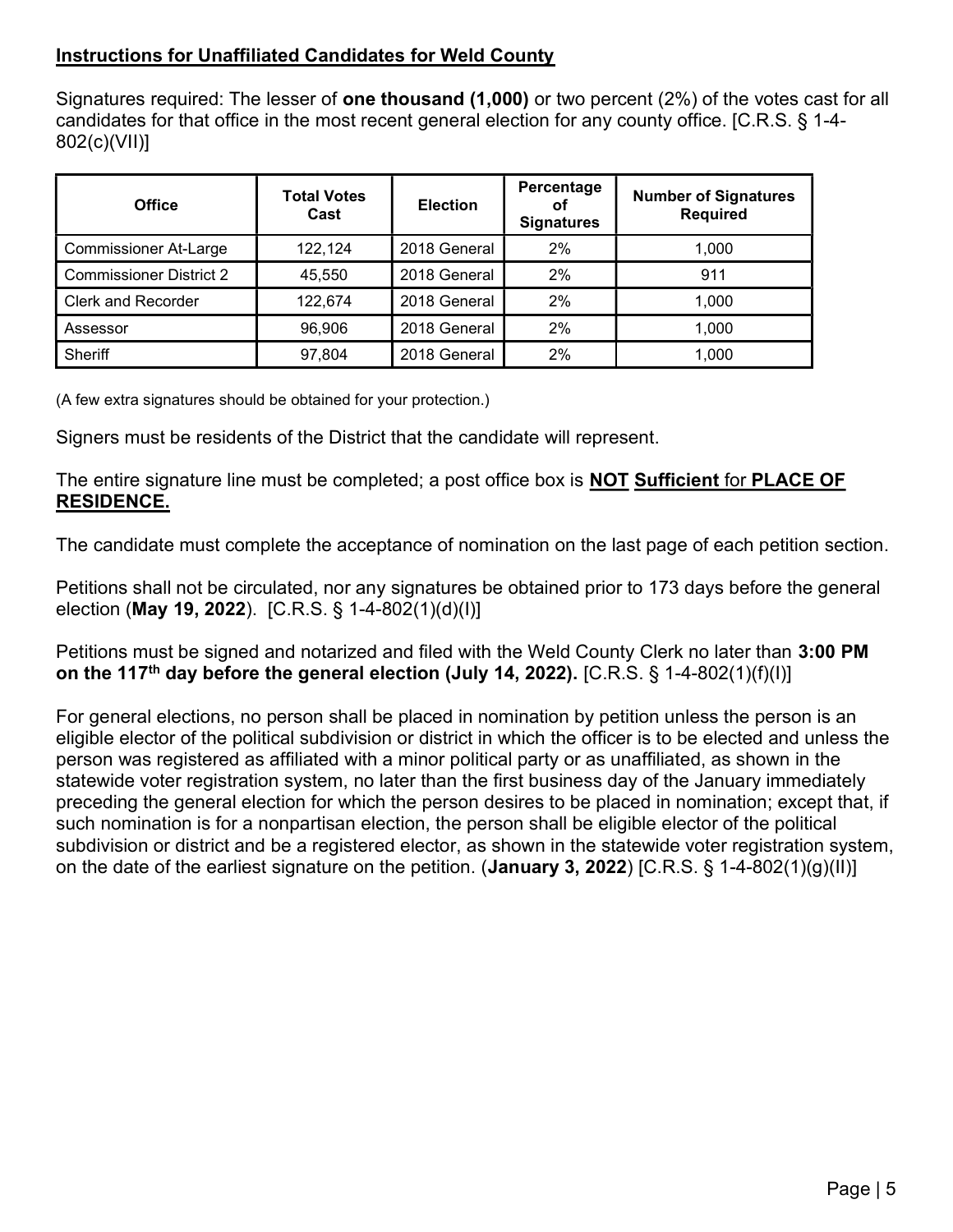## **Instructions for Unaffiliated Candidates for Weld County**

Signatures required: The lesser of **one thousand (1,000)** or two percent (2%) of the votes cast for all candidates for that office in the most recent general election for any county office. [C.R.S. § 1-4-802(c)(VII)]

| Office | Total Votes Cast | Election | Percentage of Signatures | Number of Signatures Required |
|---|---|---|---|---|
| Commissioner At-Large | 122,124 | 2018 General | 2% | 1,000 |
| Commissioner District 2 | 45,550 | 2018 General | 2% | 911 |
| Clerk and Recorder | 122,674 | 2018 General | 2% | 1,000 |
| Assessor | 96,906 | 2018 General | 2% | 1,000 |
| Sheriff | 97,804 | 2018 General | 2% | 1,000 |

(A few extra signatures should be obtained for your protection.)

Signers must be residents of the District that the candidate will represent.

The entire signature line must be completed; a post office box is **NOT Sufficient** for **PLACE OF RESIDENCE.**

The candidate must complete the acceptance of nomination on the last page of each petition section.

Petitions shall not be circulated, nor any signatures be obtained prior to 173 days before the general election (**May 19, 2022**). [C.R.S. § 1-4-802(1)(d)(I)]

Petitions must be signed and notarized and filed with the Weld County Clerk no later than **3:00 PM on the 117th day before the general election (July 14, 2022).** [C.R.S. § 1-4-802(1)(f)(I)]

For general elections, no person shall be placed in nomination by petition unless the person is an eligible elector of the political subdivision or district in which the officer is to be elected and unless the person was registered as affiliated with a minor political party or as unaffiliated, as shown in the statewide voter registration system, no later than the first business day of the January immediately preceding the general election for which the person desires to be placed in nomination; except that, if such nomination is for a nonpartisan election, the person shall be eligible elector of the political subdivision or district and be a registered elector, as shown in the statewide voter registration system, on the date of the earliest signature on the petition. (**January 3, 2022**) [C.R.S. § 1-4-802(1)(g)(II)]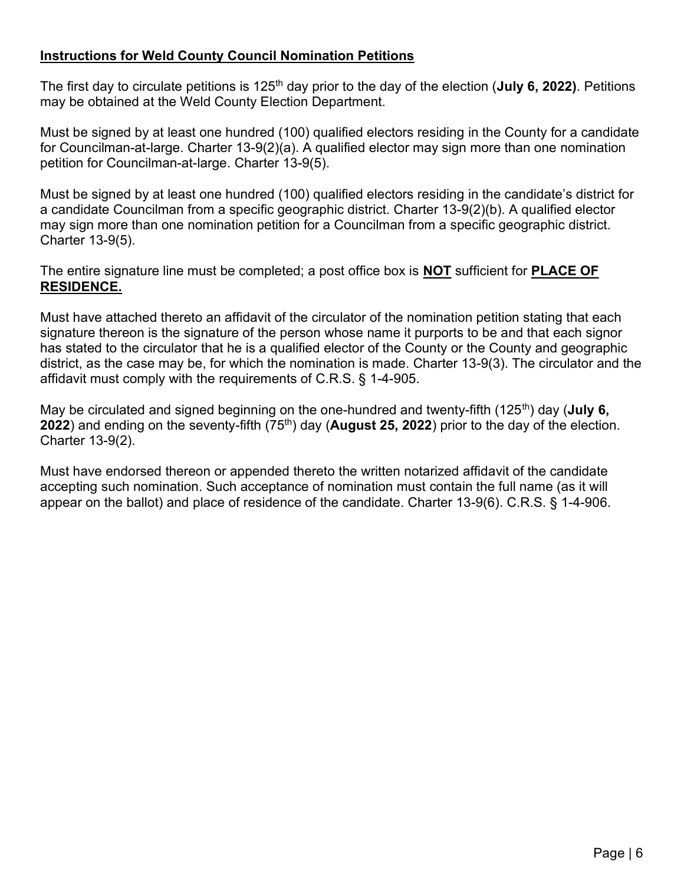## **Instructions for Weld County Council Nomination Petitions**

The first day to circulate petitions is 125th day prior to the day of the election (**July 6, 2022)**. Petitions may be obtained at the Weld County Election Department.

Must be signed by at least one hundred (100) qualified electors residing in the County for a candidate for Councilman-at-large. Charter 13-9(2)(a). A qualified elector may sign more than one nomination petition for Councilman-at-large. Charter 13-9(5).

Must be signed by at least one hundred (100) qualified electors residing in the candidate's district for a candidate Councilman from a specific geographic district. Charter 13-9(2)(b). A qualified elector may sign more than one nomination petition for a Councilman from a specific geographic district. Charter 13-9(5).

The entire signature line must be completed; a post office box is **NOT** sufficient for **PLACE OF RESIDENCE.**

Must have attached thereto an affidavit of the circulator of the nomination petition stating that each signature thereon is the signature of the person whose name it purports to be and that each signor has stated to the circulator that he is a qualified elector of the County or the County and geographic district, as the case may be, for which the nomination is made. Charter 13-9(3). The circulator and the affidavit must comply with the requirements of C.R.S. § 1-4-905.

May be circulated and signed beginning on the one-hundred and twenty-fifth (125th) day (**July 6, 2022**) and ending on the seventy-fifth (75th) day (**August 25, 2022**) prior to the day of the election. Charter 13-9(2).

Must have endorsed thereon or appended thereto the written notarized affidavit of the candidate accepting such nomination. Such acceptance of nomination must contain the full name (as it will appear on the ballot) and place of residence of the candidate. Charter 13-9(6). C.R.S. § 1-4-906.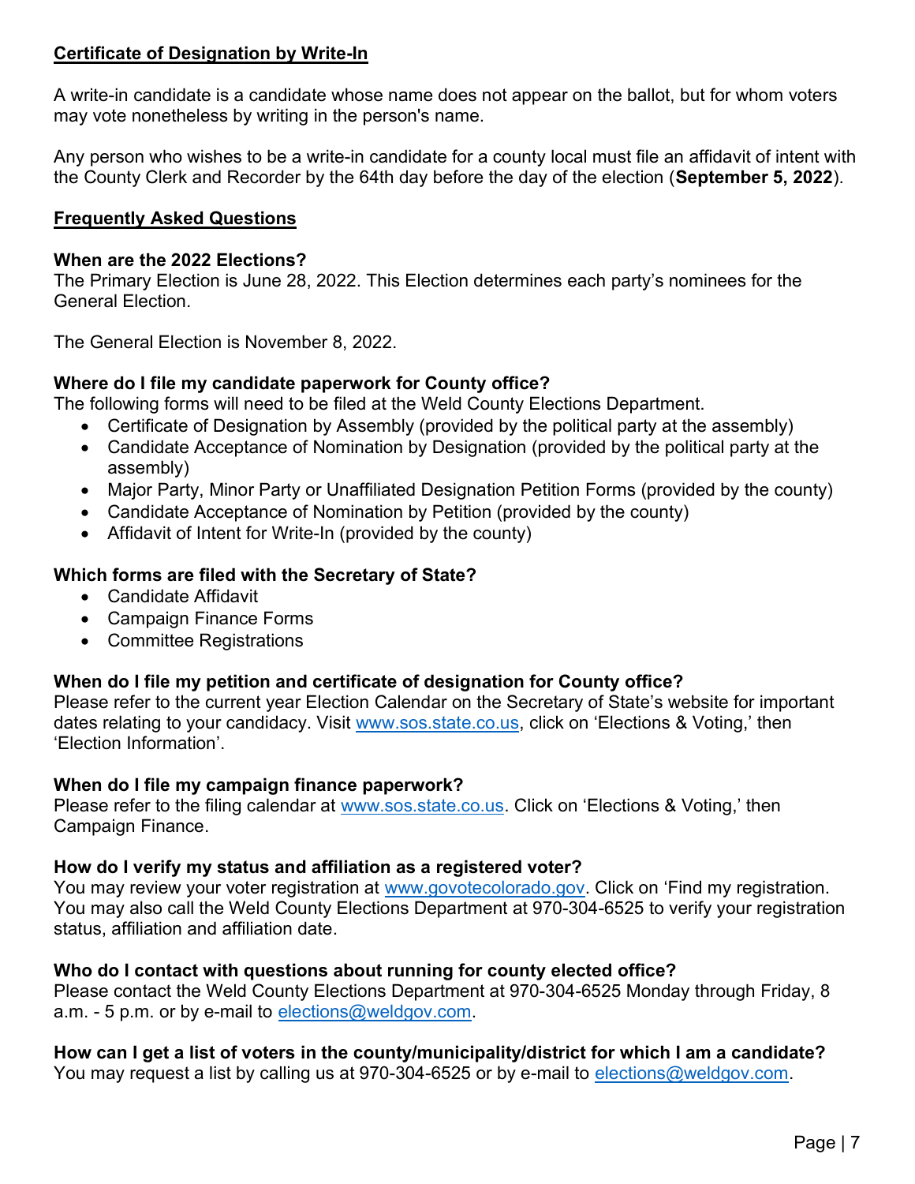## Certificate of Designation by Write-In

A write-in candidate is a candidate whose name does not appear on the ballot, but for whom voters may vote nonetheless by writing in the person's name.

Any person who wishes to be a write-in candidate for a county local must file an affidavit of intent with the County Clerk and Recorder by the 64th day before the day of the election (**September 5, 2022**).

## Frequently Asked Questions

**When are the 2022 Elections?**
The Primary Election is June 28, 2022. This Election determines each party's nominees for the General Election.

The General Election is November 8, 2022.

**Where do I file my candidate paperwork for County office?**
The following forms will need to be filed at the Weld County Elections Department.

- Certificate of Designation by Assembly (provided by the political party at the assembly)
- Candidate Acceptance of Nomination by Designation (provided by the political party at the assembly)
- Major Party, Minor Party or Unaffiliated Designation Petition Forms (provided by the county)
- Candidate Acceptance of Nomination by Petition (provided by the county)
- Affidavit of Intent for Write-In (provided by the county)

**Which forms are filed with the Secretary of State?**

- Candidate Affidavit
- Campaign Finance Forms
- Committee Registrations

**When do I file my petition and certificate of designation for County office?**
Please refer to the current year Election Calendar on the Secretary of State's website for important dates relating to your candidacy. Visit www.sos.state.co.us, click on 'Elections & Voting,' then 'Election Information'.

**When do I file my campaign finance paperwork?**
Please refer to the filing calendar at www.sos.state.co.us. Click on 'Elections & Voting,' then Campaign Finance.

**How do I verify my status and affiliation as a registered voter?**
You may review your voter registration at www.govotecolorado.gov. Click on 'Find my registration. You may also call the Weld County Elections Department at 970-304-6525 to verify your registration status, affiliation and affiliation date.

**Who do I contact with questions about running for county elected office?**
Please contact the Weld County Elections Department at 970-304-6525 Monday through Friday, 8 a.m. - 5 p.m. or by e-mail to elections@weldgov.com.

**How can I get a list of voters in the county/municipality/district for which I am a candidate?**
You may request a list by calling us at 970-304-6525 or by e-mail to elections@weldgov.com.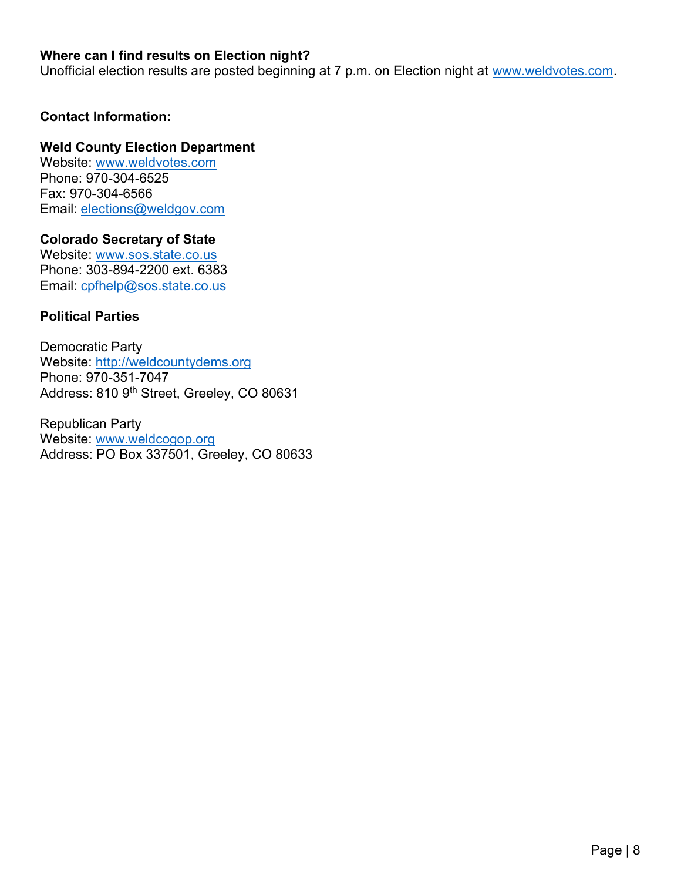**Where can I find results on Election night?**
Unofficial election results are posted beginning at 7 p.m. on Election night at www.weldvotes.com.

**Contact Information:**

**Weld County Election Department**
Website: www.weldvotes.com
Phone: 970-304-6525
Fax: 970-304-6566
Email: elections@weldgov.com

**Colorado Secretary of State**
Website: www.sos.state.co.us
Phone: 303-894-2200 ext. 6383
Email: cpfhelp@sos.state.co.us

**Political Parties**

Democratic Party
Website: http://weldcountydems.org
Phone: 970-351-7047
Address: 810 9th Street, Greeley, CO 80631

Republican Party
Website: www.weldcogop.org
Address: PO Box 337501, Greeley, CO 80633